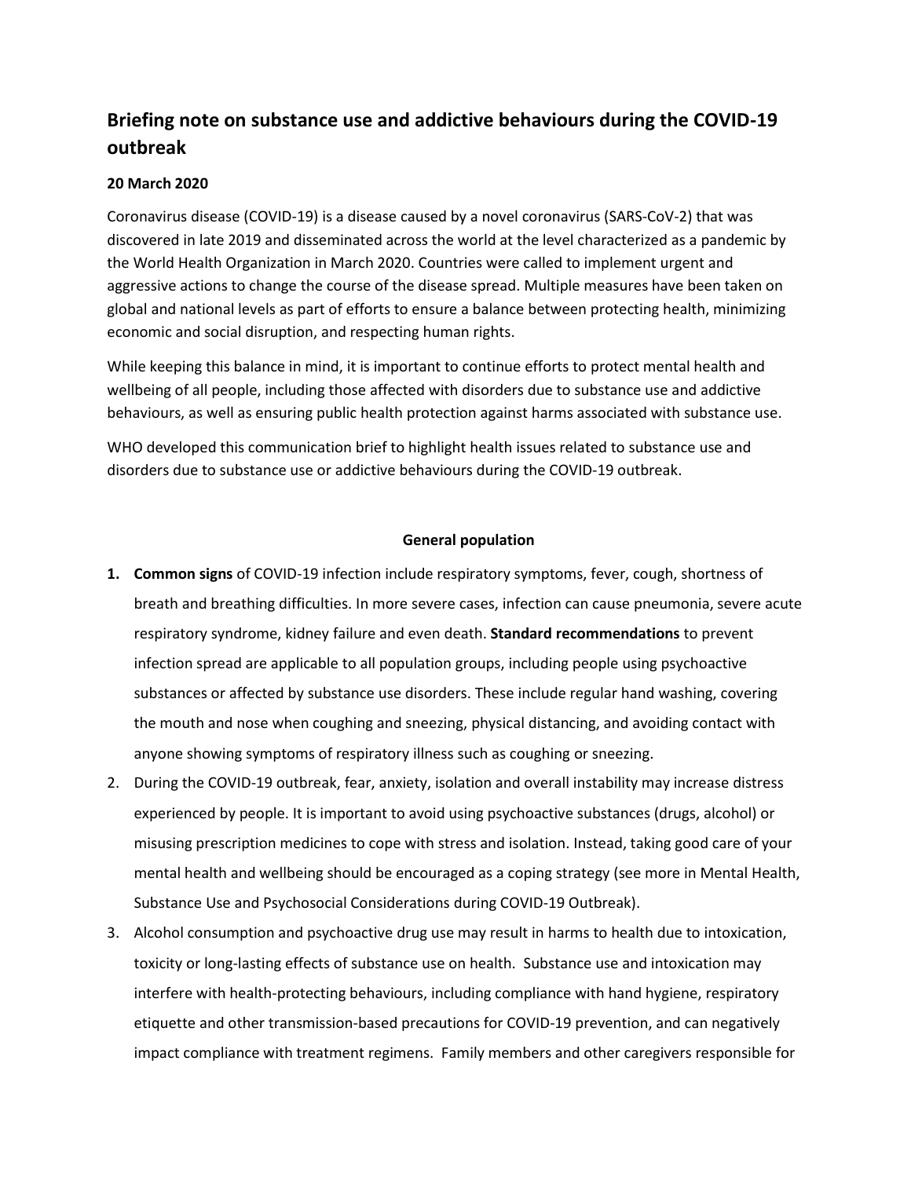# Briefing note on substance use and addictive behaviours during the COVID-19 outbreak

**20 March 2020**

Coronavirus disease (COVID-19) is a disease caused by a novel coronavirus (SARS-CoV-2) that was discovered in late 2019 and disseminated across the world at the level characterized as a pandemic by the World Health Organization in March 2020. Countries were called to implement urgent and aggressive actions to change the course of the disease spread. Multiple measures have been taken on global and national levels as part of efforts to ensure a balance between protecting health, minimizing economic and social disruption, and respecting human rights.

While keeping this balance in mind, it is important to continue efforts to protect mental health and wellbeing of all people, including those affected with disorders due to substance use and addictive behaviours, as well as ensuring public health protection against harms associated with substance use.

WHO developed this communication brief to highlight health issues related to substance use and disorders due to substance use or addictive behaviours during the COVID-19 outbreak.

## General population

1. **Common signs** of COVID-19 infection include respiratory symptoms, fever, cough, shortness of breath and breathing difficulties. In more severe cases, infection can cause pneumonia, severe acute respiratory syndrome, kidney failure and even death. **Standard recommendations** to prevent infection spread are applicable to all population groups, including people using psychoactive substances or affected by substance use disorders. These include regular hand washing, covering the mouth and nose when coughing and sneezing, physical distancing, and avoiding contact with anyone showing symptoms of respiratory illness such as coughing or sneezing.
2. During the COVID-19 outbreak, fear, anxiety, isolation and overall instability may increase distress experienced by people. It is important to avoid using psychoactive substances (drugs, alcohol) or misusing prescription medicines to cope with stress and isolation. Instead, taking good care of your mental health and wellbeing should be encouraged as a coping strategy (see more in Mental Health, Substance Use and Psychosocial Considerations during COVID-19 Outbreak).
3. Alcohol consumption and psychoactive drug use may result in harms to health due to intoxication, toxicity or long-lasting effects of substance use on health. Substance use and intoxication may interfere with health-protecting behaviours, including compliance with hand hygiene, respiratory etiquette and other transmission-based precautions for COVID-19 prevention, and can negatively impact compliance with treatment regimens. Family members and other caregivers responsible for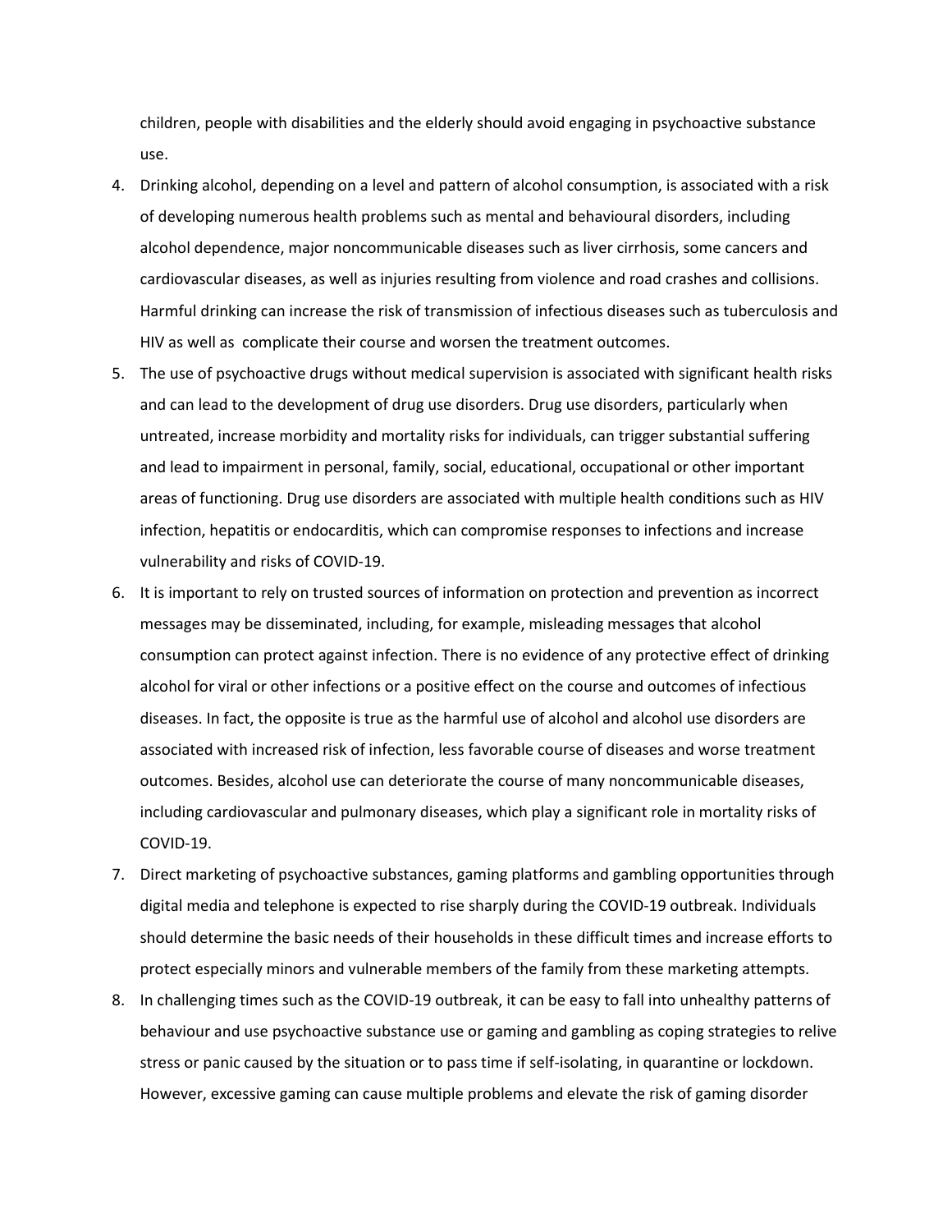children, people with disabilities and the elderly should avoid engaging in psychoactive substance use.

4. Drinking alcohol, depending on a level and pattern of alcohol consumption, is associated with a risk of developing numerous health problems such as mental and behavioural disorders, including alcohol dependence, major noncommunicable diseases such as liver cirrhosis, some cancers and cardiovascular diseases, as well as injuries resulting from violence and road crashes and collisions. Harmful drinking can increase the risk of transmission of infectious diseases such as tuberculosis and HIV as well as complicate their course and worsen the treatment outcomes.
5. The use of psychoactive drugs without medical supervision is associated with significant health risks and can lead to the development of drug use disorders. Drug use disorders, particularly when untreated, increase morbidity and mortality risks for individuals, can trigger substantial suffering and lead to impairment in personal, family, social, educational, occupational or other important areas of functioning. Drug use disorders are associated with multiple health conditions such as HIV infection, hepatitis or endocarditis, which can compromise responses to infections and increase vulnerability and risks of COVID-19.
6. It is important to rely on trusted sources of information on protection and prevention as incorrect messages may be disseminated, including, for example, misleading messages that alcohol consumption can protect against infection. There is no evidence of any protective effect of drinking alcohol for viral or other infections or a positive effect on the course and outcomes of infectious diseases. In fact, the opposite is true as the harmful use of alcohol and alcohol use disorders are associated with increased risk of infection, less favorable course of diseases and worse treatment outcomes. Besides, alcohol use can deteriorate the course of many noncommunicable diseases, including cardiovascular and pulmonary diseases, which play a significant role in mortality risks of COVID-19.
7. Direct marketing of psychoactive substances, gaming platforms and gambling opportunities through digital media and telephone is expected to rise sharply during the COVID-19 outbreak. Individuals should determine the basic needs of their households in these difficult times and increase efforts to protect especially minors and vulnerable members of the family from these marketing attempts.
8. In challenging times such as the COVID-19 outbreak, it can be easy to fall into unhealthy patterns of behaviour and use psychoactive substance use or gaming and gambling as coping strategies to relive stress or panic caused by the situation or to pass time if self-isolating, in quarantine or lockdown. However, excessive gaming can cause multiple problems and elevate the risk of gaming disorder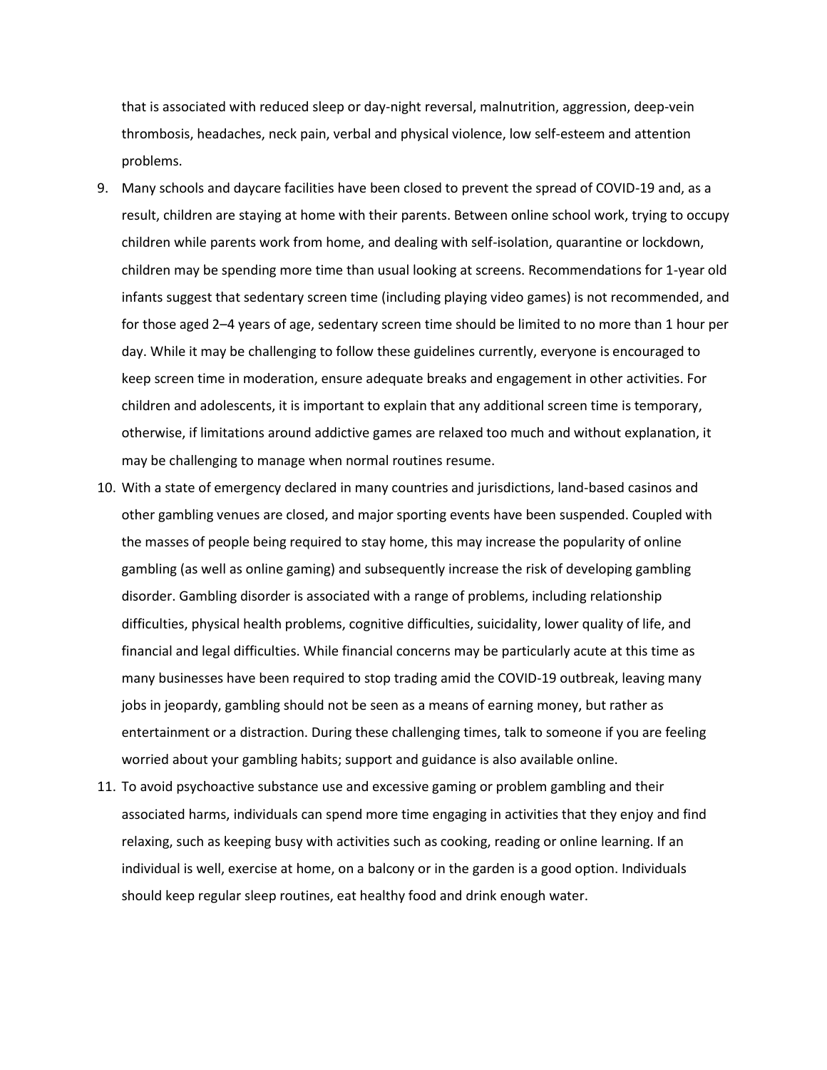that is associated with reduced sleep or day-night reversal, malnutrition, aggression, deep-vein thrombosis, headaches, neck pain, verbal and physical violence, low self-esteem and attention problems.

9. Many schools and daycare facilities have been closed to prevent the spread of COVID-19 and, as a result, children are staying at home with their parents. Between online school work, trying to occupy children while parents work from home, and dealing with self-isolation, quarantine or lockdown, children may be spending more time than usual looking at screens. Recommendations for 1-year old infants suggest that sedentary screen time (including playing video games) is not recommended, and for those aged 2–4 years of age, sedentary screen time should be limited to no more than 1 hour per day. While it may be challenging to follow these guidelines currently, everyone is encouraged to keep screen time in moderation, ensure adequate breaks and engagement in other activities. For children and adolescents, it is important to explain that any additional screen time is temporary, otherwise, if limitations around addictive games are relaxed too much and without explanation, it may be challenging to manage when normal routines resume.
10. With a state of emergency declared in many countries and jurisdictions, land-based casinos and other gambling venues are closed, and major sporting events have been suspended. Coupled with the masses of people being required to stay home, this may increase the popularity of online gambling (as well as online gaming) and subsequently increase the risk of developing gambling disorder. Gambling disorder is associated with a range of problems, including relationship difficulties, physical health problems, cognitive difficulties, suicidality, lower quality of life, and financial and legal difficulties. While financial concerns may be particularly acute at this time as many businesses have been required to stop trading amid the COVID-19 outbreak, leaving many jobs in jeopardy, gambling should not be seen as a means of earning money, but rather as entertainment or a distraction. During these challenging times, talk to someone if you are feeling worried about your gambling habits; support and guidance is also available online.
11. To avoid psychoactive substance use and excessive gaming or problem gambling and their associated harms, individuals can spend more time engaging in activities that they enjoy and find relaxing, such as keeping busy with activities such as cooking, reading or online learning. If an individual is well, exercise at home, on a balcony or in the garden is a good option. Individuals should keep regular sleep routines, eat healthy food and drink enough water.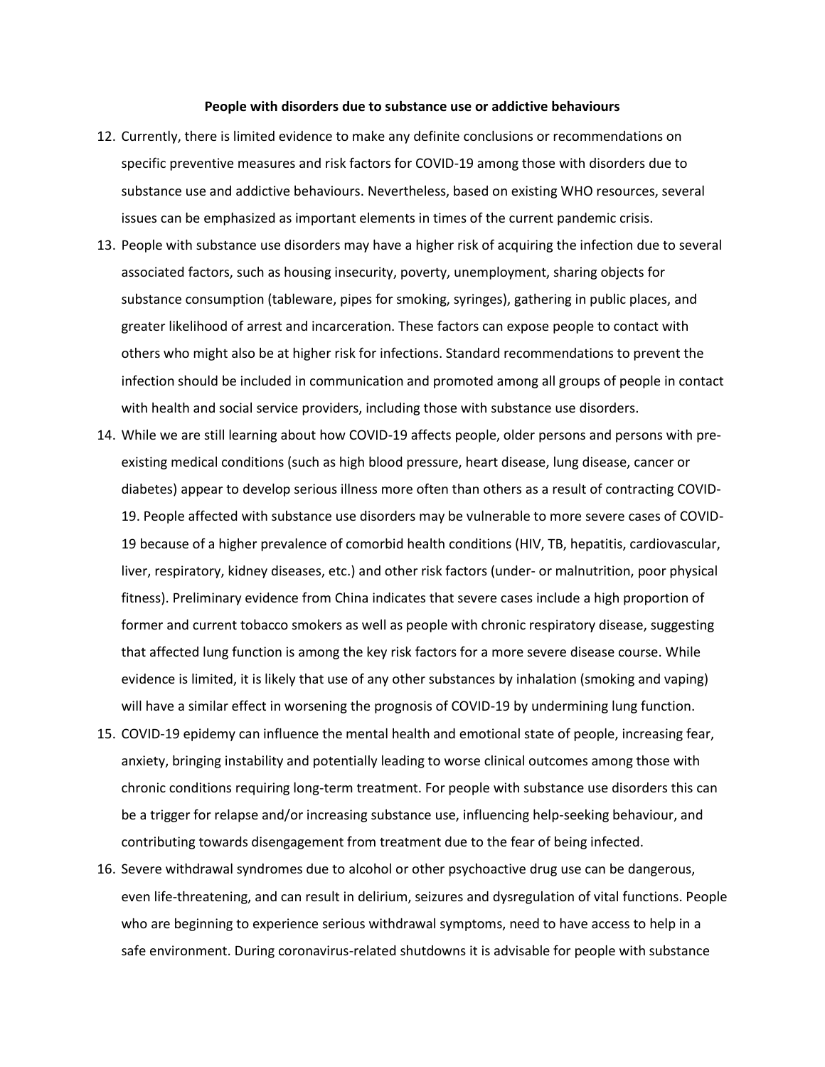**People with disorders due to substance use or addictive behaviours**

12. Currently, there is limited evidence to make any definite conclusions or recommendations on specific preventive measures and risk factors for COVID-19 among those with disorders due to substance use and addictive behaviours. Nevertheless, based on existing WHO resources, several issues can be emphasized as important elements in times of the current pandemic crisis.
13. People with substance use disorders may have a higher risk of acquiring the infection due to several associated factors, such as housing insecurity, poverty, unemployment, sharing objects for substance consumption (tableware, pipes for smoking, syringes), gathering in public places, and greater likelihood of arrest and incarceration. These factors can expose people to contact with others who might also be at higher risk for infections. Standard recommendations to prevent the infection should be included in communication and promoted among all groups of people in contact with health and social service providers, including those with substance use disorders.
14. While we are still learning about how COVID-19 affects people, older persons and persons with pre-existing medical conditions (such as high blood pressure, heart disease, lung disease, cancer or diabetes) appear to develop serious illness more often than others as a result of contracting COVID-19. People affected with substance use disorders may be vulnerable to more severe cases of COVID-19 because of a higher prevalence of comorbid health conditions (HIV, TB, hepatitis, cardiovascular, liver, respiratory, kidney diseases, etc.) and other risk factors (under- or malnutrition, poor physical fitness). Preliminary evidence from China indicates that severe cases include a high proportion of former and current tobacco smokers as well as people with chronic respiratory disease, suggesting that affected lung function is among the key risk factors for a more severe disease course. While evidence is limited, it is likely that use of any other substances by inhalation (smoking and vaping) will have a similar effect in worsening the prognosis of COVID-19 by undermining lung function.
15. COVID-19 epidemic can influence the mental health and emotional state of people, increasing fear, anxiety, bringing instability and potentially leading to worse clinical outcomes among those with chronic conditions requiring long-term treatment. For people with substance use disorders this can be a trigger for relapse and/or increasing substance use, influencing help-seeking behaviour, and contributing towards disengagement from treatment due to the fear of being infected.
16. Severe withdrawal syndromes due to alcohol or other psychoactive drug use can be dangerous, even life-threatening, and can result in delirium, seizures and dysregulation of vital functions. People who are beginning to experience serious withdrawal symptoms, need to have access to help in a safe environment. During coronavirus-related shutdowns it is advisable for people with substance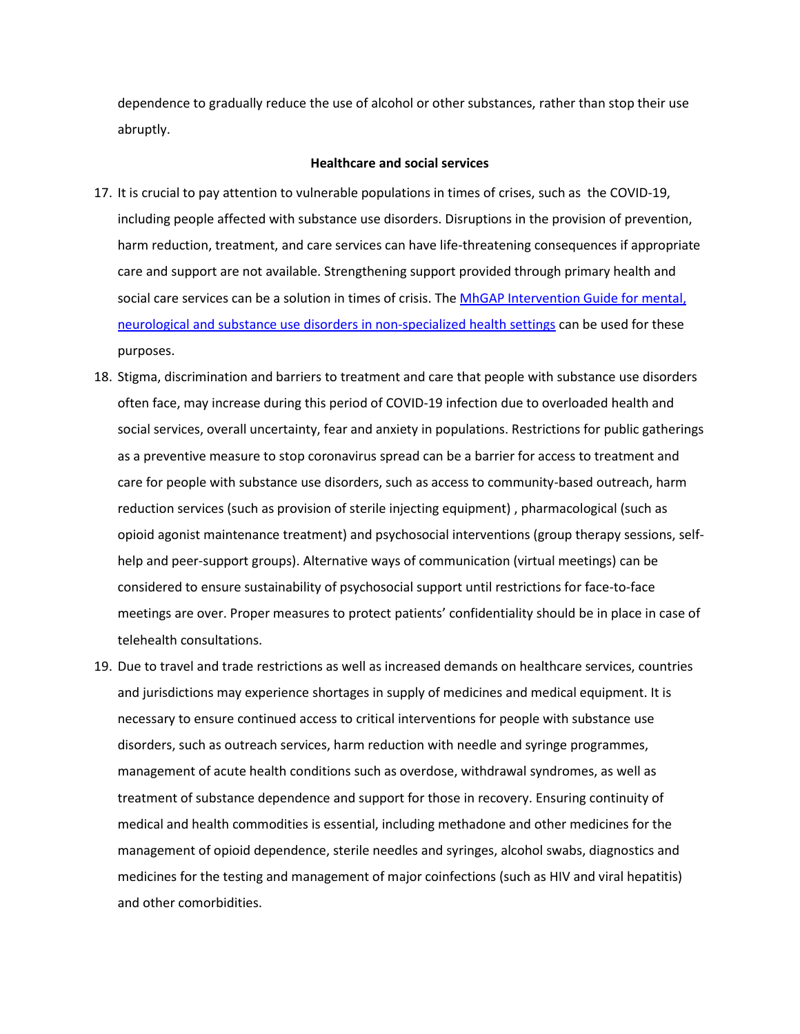dependence to gradually reduce the use of alcohol or other substances, rather than stop their use abruptly.

**Healthcare and social services**

17. It is crucial to pay attention to vulnerable populations in times of crises, such as the COVID-19, including people affected with substance use disorders. Disruptions in the provision of prevention, harm reduction, treatment, and care services can have life-threatening consequences if appropriate care and support are not available. Strengthening support provided through primary health and social care services can be a solution in times of crisis. The MhGAP Intervention Guide for mental, neurological and substance use disorders in non-specialized health settings can be used for these purposes.
18. Stigma, discrimination and barriers to treatment and care that people with substance use disorders often face, may increase during this period of COVID-19 infection due to overloaded health and social services, overall uncertainty, fear and anxiety in populations. Restrictions for public gatherings as a preventive measure to stop coronavirus spread can be a barrier for access to treatment and care for people with substance use disorders, such as access to community-based outreach, harm reduction services (such as provision of sterile injecting equipment) , pharmacological (such as opioid agonist maintenance treatment) and psychosocial interventions (group therapy sessions, self-help and peer-support groups). Alternative ways of communication (virtual meetings) can be considered to ensure sustainability of psychosocial support until restrictions for face-to-face meetings are over. Proper measures to protect patients' confidentiality should be in place in case of telehealth consultations.
19. Due to travel and trade restrictions as well as increased demands on healthcare services, countries and jurisdictions may experience shortages in supply of medicines and medical equipment. It is necessary to ensure continued access to critical interventions for people with substance use disorders, such as outreach services, harm reduction with needle and syringe programmes, management of acute health conditions such as overdose, withdrawal syndromes, as well as treatment of substance dependence and support for those in recovery. Ensuring continuity of medical and health commodities is essential, including methadone and other medicines for the management of opioid dependence, sterile needles and syringes, alcohol swabs, diagnostics and medicines for the testing and management of major coinfections (such as HIV and viral hepatitis) and other comorbidities.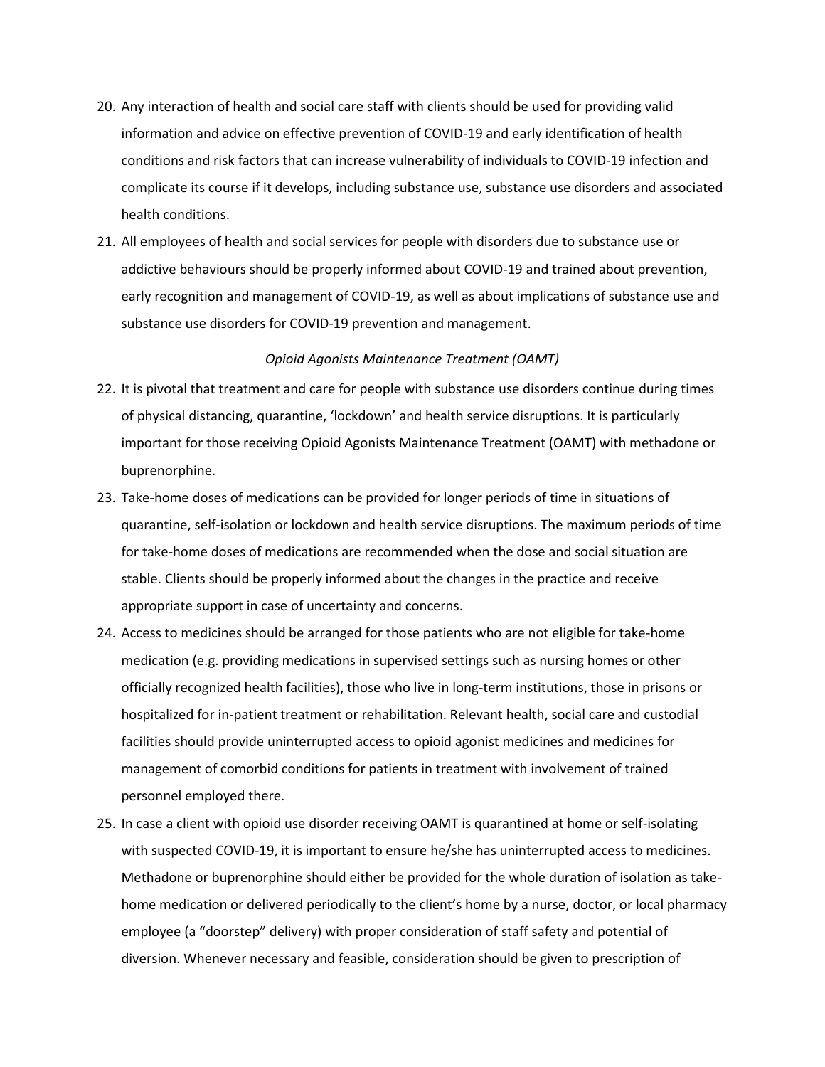20. Any interaction of health and social care staff with clients should be used for providing valid information and advice on effective prevention of COVID-19 and early identification of health conditions and risk factors that can increase vulnerability of individuals to COVID-19 infection and complicate its course if it develops, including substance use, substance use disorders and associated health conditions.
21. All employees of health and social services for people with disorders due to substance use or addictive behaviours should be properly informed about COVID-19 and trained about prevention, early recognition and management of COVID-19, as well as about implications of substance use and substance use disorders for COVID-19 prevention and management.

*Opioid Agonists Maintenance Treatment (OAMT)*

22. It is pivotal that treatment and care for people with substance use disorders continue during times of physical distancing, quarantine, 'lockdown' and health service disruptions. It is particularly important for those receiving Opioid Agonists Maintenance Treatment (OAMT) with methadone or buprenorphine.
23. Take-home doses of medications can be provided for longer periods of time in situations of quarantine, self-isolation or lockdown and health service disruptions. The maximum periods of time for take-home doses of medications are recommended when the dose and social situation are stable. Clients should be properly informed about the changes in the practice and receive appropriate support in case of uncertainty and concerns.
24. Access to medicines should be arranged for those patients who are not eligible for take-home medication (e.g. providing medications in supervised settings such as nursing homes or other officially recognized health facilities), those who live in long-term institutions, those in prisons or hospitalized for in-patient treatment or rehabilitation. Relevant health, social care and custodial facilities should provide uninterrupted access to opioid agonist medicines and medicines for management of comorbid conditions for patients in treatment with involvement of trained personnel employed there.
25. In case a client with opioid use disorder receiving OAMT is quarantined at home or self-isolating with suspected COVID-19, it is important to ensure he/she has uninterrupted access to medicines. Methadone or buprenorphine should either be provided for the whole duration of isolation as take-home medication or delivered periodically to the client's home by a nurse, doctor, or local pharmacy employee (a "doorstep" delivery) with proper consideration of staff safety and potential of diversion. Whenever necessary and feasible, consideration should be given to prescription of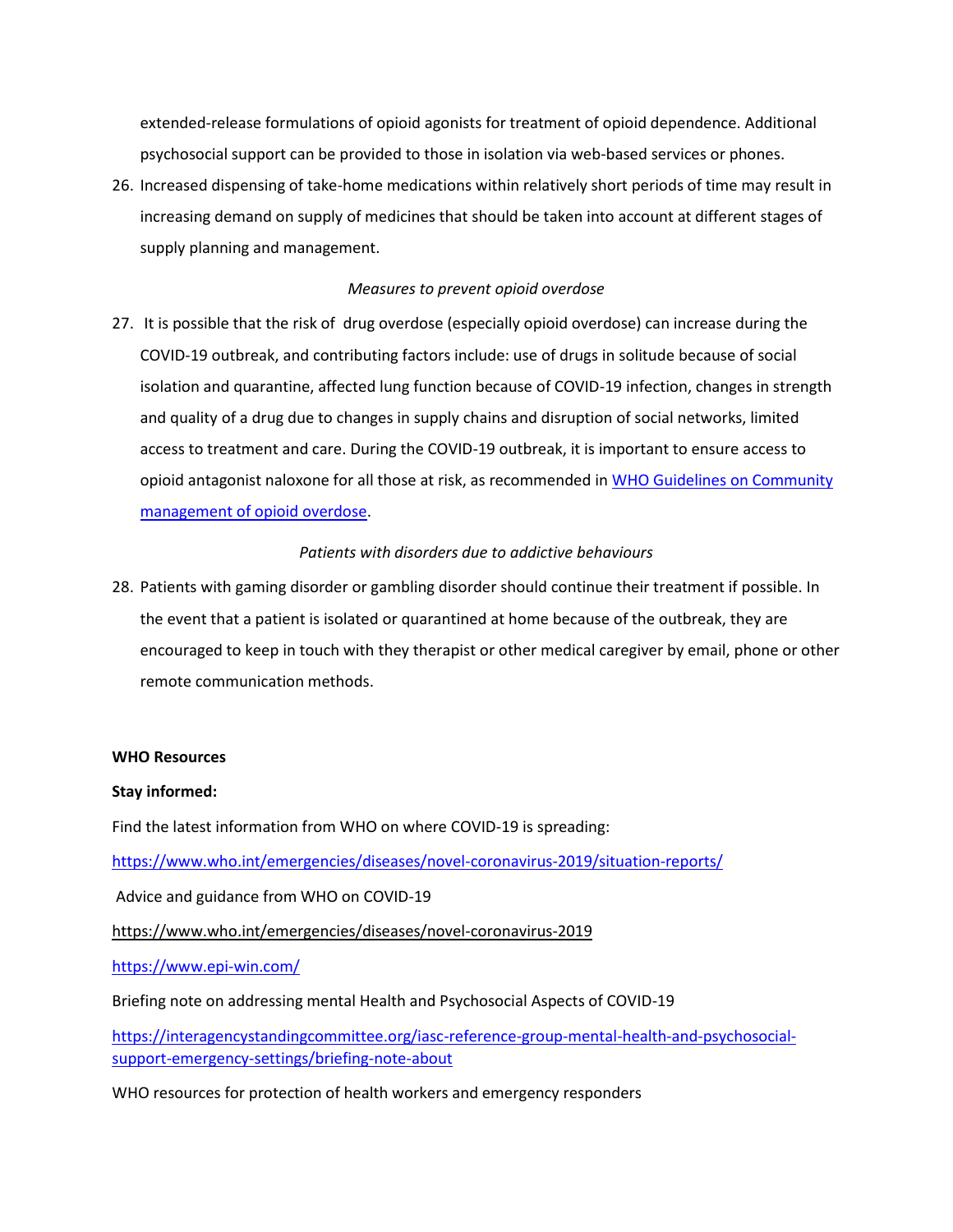extended-release formulations of opioid agonists for treatment of opioid dependence. Additional psychosocial support can be provided to those in isolation via web-based services or phones.

26. Increased dispensing of take-home medications within relatively short periods of time may result in increasing demand on supply of medicines that should be taken into account at different stages of supply planning and management.

*Measures to prevent opioid overdose*

27. It is possible that the risk of drug overdose (especially opioid overdose) can increase during the COVID-19 outbreak, and contributing factors include: use of drugs in solitude because of social isolation and quarantine, affected lung function because of COVID-19 infection, changes in strength and quality of a drug due to changes in supply chains and disruption of social networks, limited access to treatment and care. During the COVID-19 outbreak, it is important to ensure access to opioid antagonist naloxone for all those at risk, as recommended in [WHO Guidelines on Community management of opioid overdose](WHO Guidelines on Community management of opioid overdose).

*Patients with disorders due to addictive behaviours*

28. Patients with gaming disorder or gambling disorder should continue their treatment if possible. In the event that a patient is isolated or quarantined at home because of the outbreak, they are encouraged to keep in touch with they therapist or other medical caregiver by email, phone or other remote communication methods.

**WHO Resources**

**Stay informed:**

Find the latest information from WHO on where COVID-19 is spreading:

https://www.who.int/emergencies/diseases/novel-coronavirus-2019/situation-reports/

Advice and guidance from WHO on COVID-19

https://www.who.int/emergencies/diseases/novel-coronavirus-2019

https://www.epi-win.com/

Briefing note on addressing mental Health and Psychosocial Aspects of COVID-19

https://interagencystandingcommittee.org/iasc-reference-group-mental-health-and-psychosocial-support-emergency-settings/briefing-note-about

WHO resources for protection of health workers and emergency responders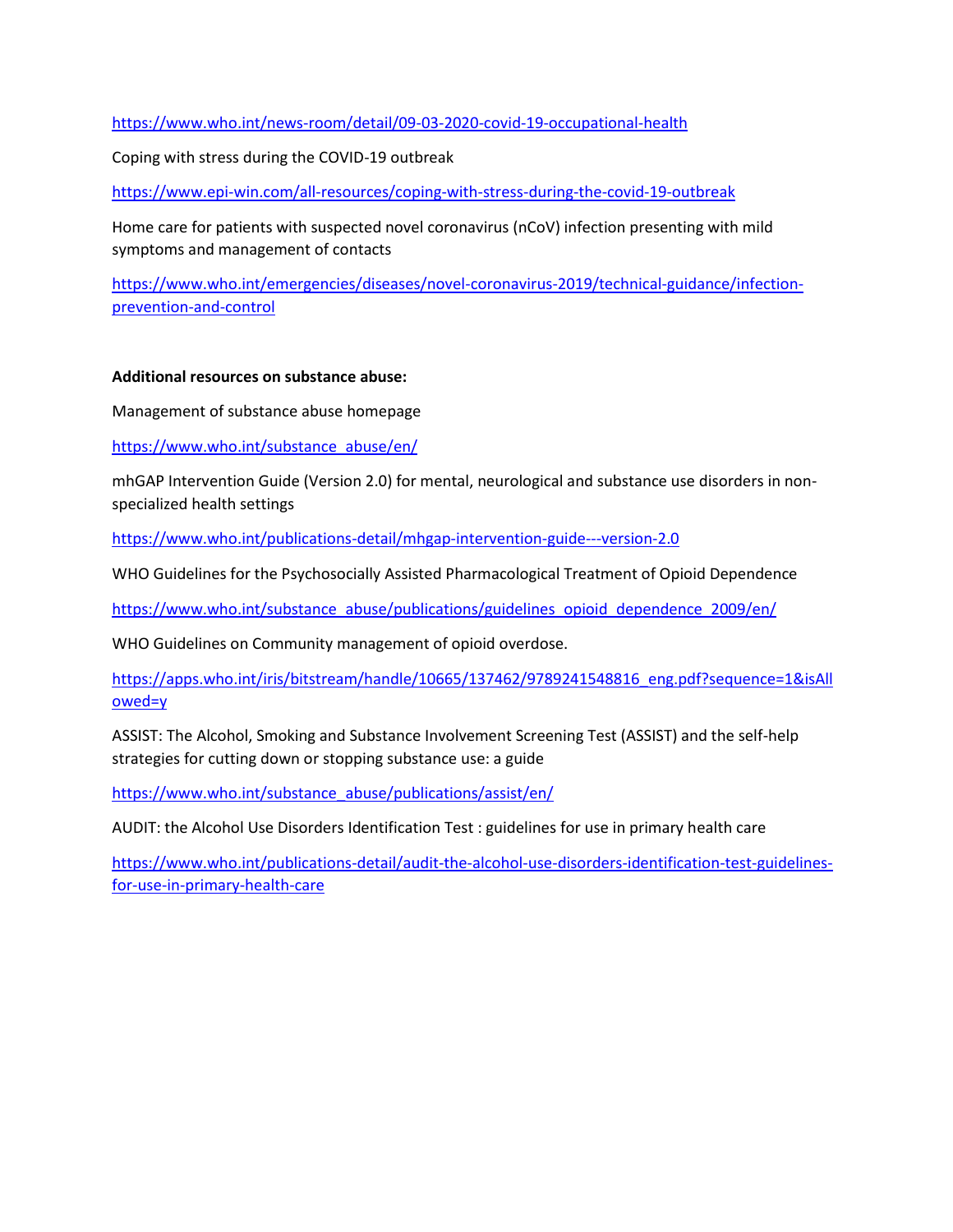https://www.who.int/news-room/detail/09-03-2020-covid-19-occupational-health

Coping with stress during the COVID-19 outbreak

https://www.epi-win.com/all-resources/coping-with-stress-during-the-covid-19-outbreak

Home care for patients with suspected novel coronavirus (nCoV) infection presenting with mild symptoms and management of contacts

https://www.who.int/emergencies/diseases/novel-coronavirus-2019/technical-guidance/infection-prevention-and-control

**Additional resources on substance abuse:**

Management of substance abuse homepage

https://www.who.int/substance_abuse/en/

mhGAP Intervention Guide (Version 2.0) for mental, neurological and substance use disorders in non-specialized health settings

https://www.who.int/publications-detail/mhgap-intervention-guide---version-2.0

WHO Guidelines for the Psychosocially Assisted Pharmacological Treatment of Opioid Dependence

https://www.who.int/substance_abuse/publications/guidelines_opioid_dependence_2009/en/

WHO Guidelines on Community management of opioid overdose.

https://apps.who.int/iris/bitstream/handle/10665/137462/9789241548816_eng.pdf?sequence=1&isAllowed=y

ASSIST: The Alcohol, Smoking and Substance Involvement Screening Test (ASSIST) and the self-help strategies for cutting down or stopping substance use: a guide

https://www.who.int/substance_abuse/publications/assist/en/

AUDIT: the Alcohol Use Disorders Identification Test : guidelines for use in primary health care

https://www.who.int/publications-detail/audit-the-alcohol-use-disorders-identification-test-guidelines-for-use-in-primary-health-care